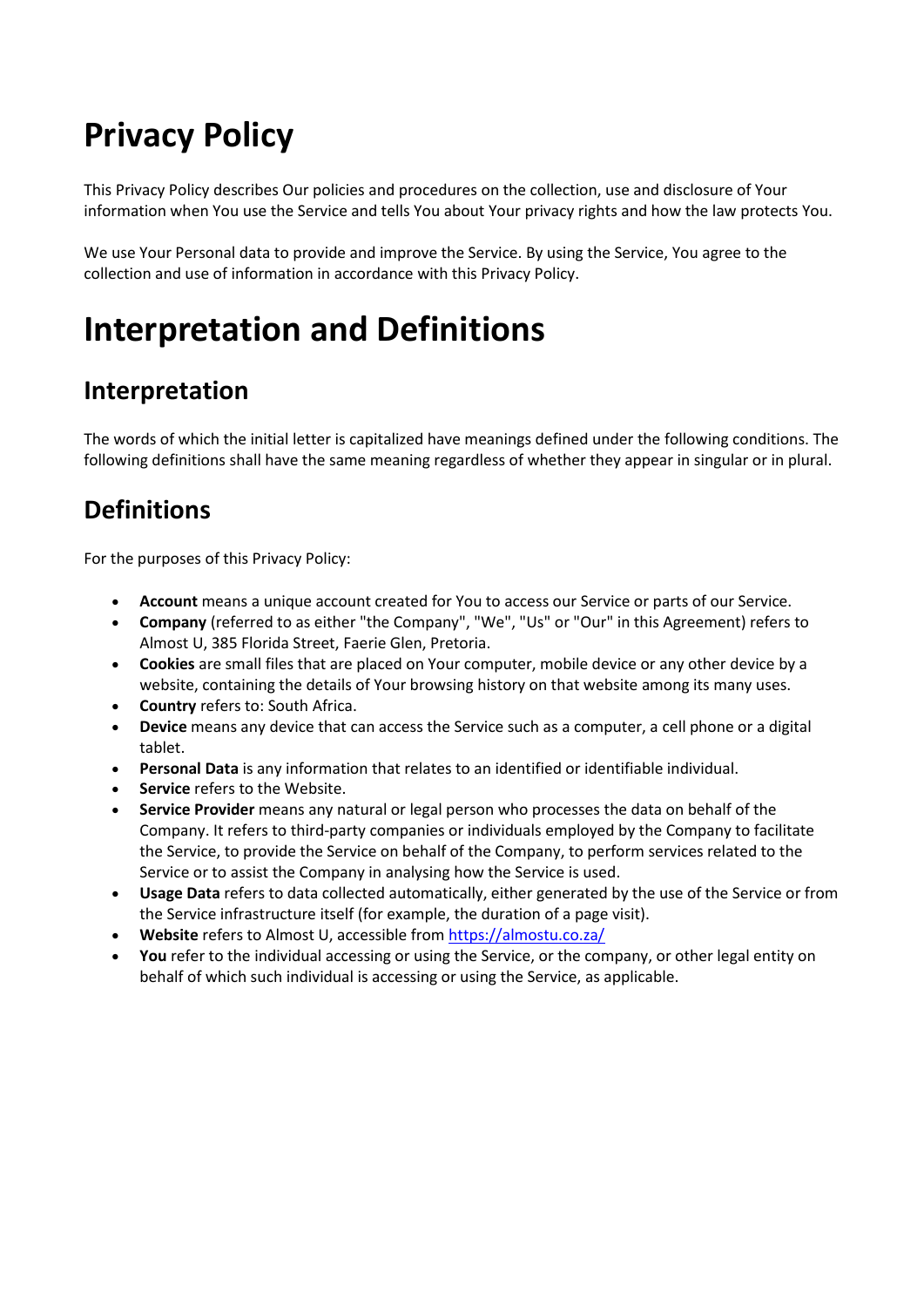# Privacy Policy

This Privacy Policy describes Our policies and procedures on the collection, use and disclosure of Your information when You use the Service and tells You about Your privacy rights and how the law protects You.

We use Your Personal data to provide and improve the Service. By using the Service, You agree to the collection and use of information in accordance with this Privacy Policy.

# Interpretation and Definitions

## Interpretation

The words of which the initial letter is capitalized have meanings defined under the following conditions. The following definitions shall have the same meaning regardless of whether they appear in singular or in plural.

## Definitions

For the purposes of this Privacy Policy:

- **Account** means a unique account created for You to access our Service or parts of our Service.
- **Company** (referred to as either "the Company", "We", "Us" or "Our" in this Agreement) refers to Almost U, 385 Florida Street, Faerie Glen, Pretoria.
- **Cookies** are small files that are placed on Your computer, mobile device or any other device by a website, containing the details of Your browsing history on that website among its many uses.
- **Country** refers to: South Africa.
- **Device** means any device that can access the Service such as a computer, a cell phone or a digital tablet.
- **Personal Data** is any information that relates to an identified or identifiable individual.
- **Service** refers to the Website.
- **Service Provider** means any natural or legal person who processes the data on behalf of the Company. It refers to third-party companies or individuals employed by the Company to facilitate the Service, to provide the Service on behalf of the Company, to perform services related to the Service or to assist the Company in analysing how the Service is used.
- **Usage Data** refers to data collected automatically, either generated by the use of the Service or from the Service infrastructure itself (for example, the duration of a page visit).
- **Website** refers to Almost U, accessible from [https://almostu.co.za/](https://almostu.co.za/)
- **You** refer to the individual accessing or using the Service, or the company, or other legal entity on behalf of which such individual is accessing or using the Service, as applicable.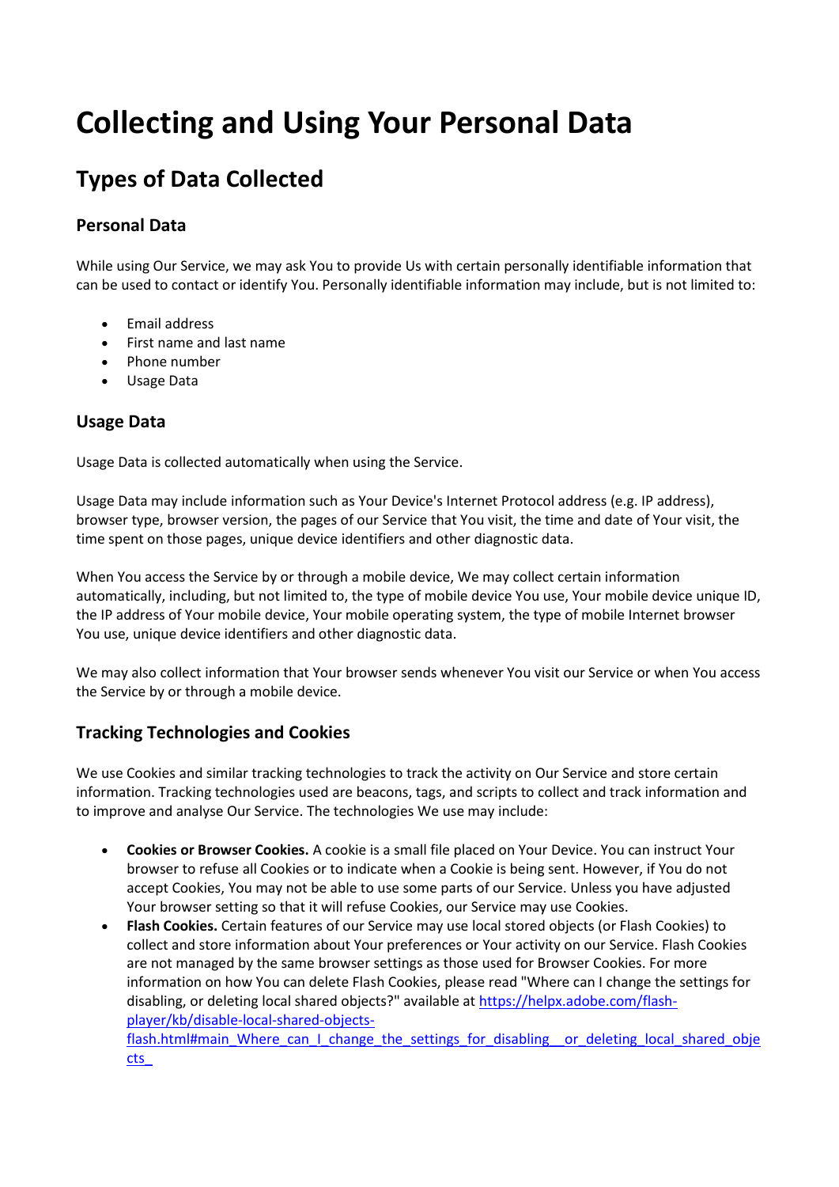# Collecting and Using Your Personal Data

## Types of Data Collected

### Personal Data

While using Our Service, we may ask You to provide Us with certain personally identifiable information that can be used to contact or identify You. Personally identifiable information may include, but is not limited to:

- Email address
- First name and last name
- Phone number
- Usage Data

### Usage Data

Usage Data is collected automatically when using the Service.

Usage Data may include information such as Your Device's Internet Protocol address (e.g. IP address), browser type, browser version, the pages of our Service that You visit, the time and date of Your visit, the time spent on those pages, unique device identifiers and other diagnostic data.

When You access the Service by or through a mobile device, We may collect certain information automatically, including, but not limited to, the type of mobile device You use, Your mobile device unique ID, the IP address of Your mobile device, Your mobile operating system, the type of mobile Internet browser You use, unique device identifiers and other diagnostic data.

We may also collect information that Your browser sends whenever You visit our Service or when You access the Service by or through a mobile device.

### Tracking Technologies and Cookies

We use Cookies and similar tracking technologies to track the activity on Our Service and store certain information. Tracking technologies used are beacons, tags, and scripts to collect and track information and to improve and analyse Our Service. The technologies We use may include:

- **Cookies or Browser Cookies.** A cookie is a small file placed on Your Device. You can instruct Your browser to refuse all Cookies or to indicate when a Cookie is being sent. However, if You do not accept Cookies, You may not be able to use some parts of our Service. Unless you have adjusted Your browser setting so that it will refuse Cookies, our Service may use Cookies.
- **Flash Cookies.** Certain features of our Service may use local stored objects (or Flash Cookies) to collect and store information about Your preferences or Your activity on our Service. Flash Cookies are not managed by the same browser settings as those used for Browser Cookies. For more information on how You can delete Flash Cookies, please read "Where can I change the settings for disabling, or deleting local shared objects?" available at [https://helpx.adobe.com/flash-player/kb/disable-local-shared-objects-flash.html#main_Where_can_I_change_the_settings_for_disabling__or_deleting_local_shared_objects_](https://helpx.adobe.com/flash-player/kb/disable-local-shared-objects-flash.html#main_Where_can_I_change_the_settings_for_disabling__or_deleting_local_shared_objects_)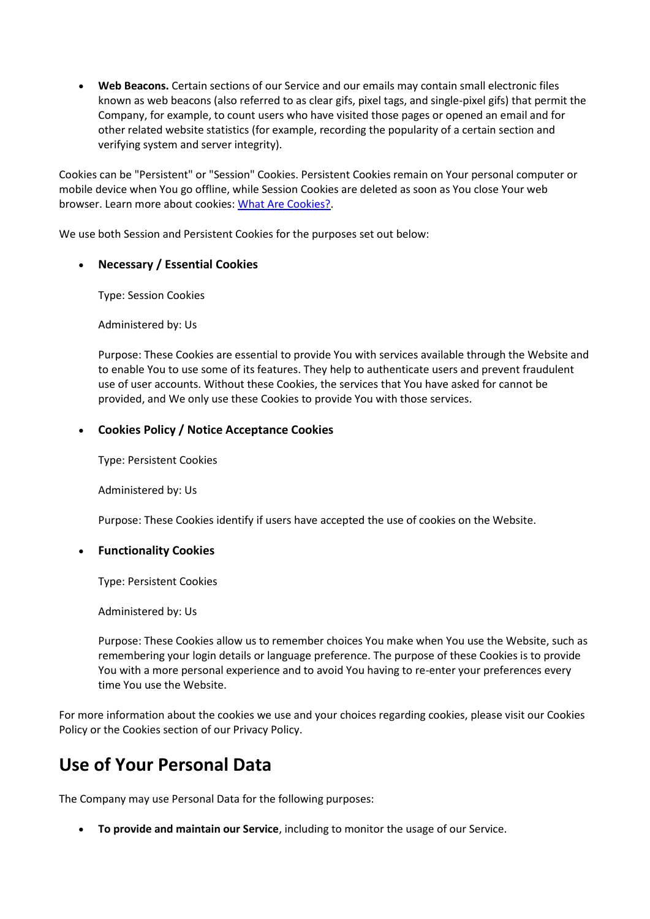- **Web Beacons.** Certain sections of our Service and our emails may contain small electronic files known as web beacons (also referred to as clear gifs, pixel tags, and single-pixel gifs) that permit the Company, for example, to count users who have visited those pages or opened an email and for other related website statistics (for example, recording the popularity of a certain section and verifying system and server integrity).

Cookies can be "Persistent" or "Session" Cookies. Persistent Cookies remain on Your personal computer or mobile device when You go offline, while Session Cookies are deleted as soon as You close Your web browser. Learn more about cookies: [What Are Cookies?](#).

We use both Session and Persistent Cookies for the purposes set out below:

- **Necessary / Essential Cookies**

  Type: Session Cookies

  Administered by: Us

  Purpose: These Cookies are essential to provide You with services available through the Website and to enable You to use some of its features. They help to authenticate users and prevent fraudulent use of user accounts. Without these Cookies, the services that You have asked for cannot be provided, and We only use these Cookies to provide You with those services.

- **Cookies Policy / Notice Acceptance Cookies**

  Type: Persistent Cookies

  Administered by: Us

  Purpose: These Cookies identify if users have accepted the use of cookies on the Website.

- **Functionality Cookies**

  Type: Persistent Cookies

  Administered by: Us

  Purpose: These Cookies allow us to remember choices You make when You use the Website, such as remembering your login details or language preference. The purpose of these Cookies is to provide You with a more personal experience and to avoid You having to re-enter your preferences every time You use the Website.

For more information about the cookies we use and your choices regarding cookies, please visit our Cookies Policy or the Cookies section of our Privacy Policy.

## Use of Your Personal Data

The Company may use Personal Data for the following purposes:

- **To provide and maintain our Service**, including to monitor the usage of our Service.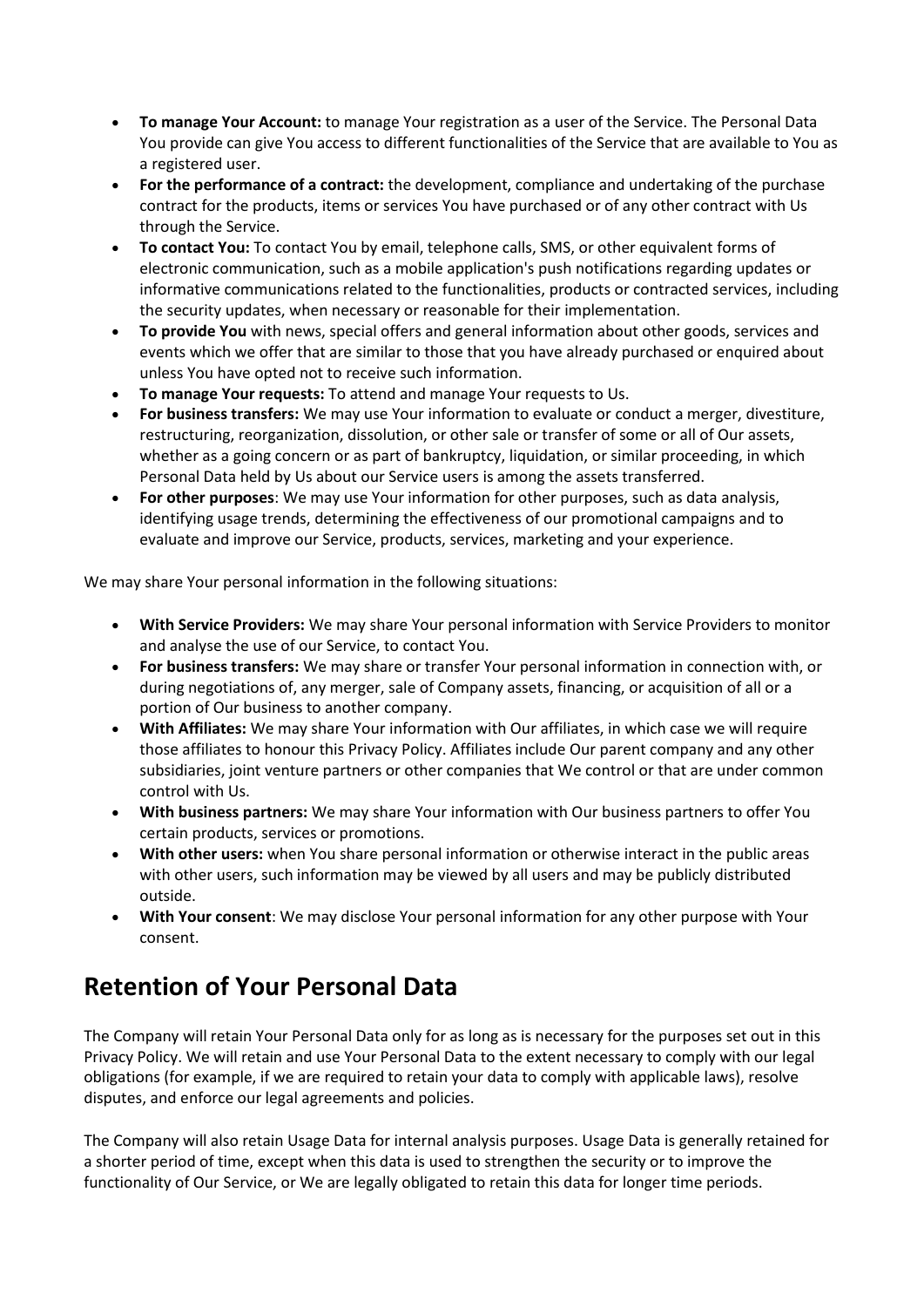- **To manage Your Account:** to manage Your registration as a user of the Service. The Personal Data You provide can give You access to different functionalities of the Service that are available to You as a registered user.
- **For the performance of a contract:** the development, compliance and undertaking of the purchase contract for the products, items or services You have purchased or of any other contract with Us through the Service.
- **To contact You:** To contact You by email, telephone calls, SMS, or other equivalent forms of electronic communication, such as a mobile application's push notifications regarding updates or informative communications related to the functionalities, products or contracted services, including the security updates, when necessary or reasonable for their implementation.
- **To provide You** with news, special offers and general information about other goods, services and events which we offer that are similar to those that you have already purchased or enquired about unless You have opted not to receive such information.
- **To manage Your requests:** To attend and manage Your requests to Us.
- **For business transfers:** We may use Your information to evaluate or conduct a merger, divestiture, restructuring, reorganization, dissolution, or other sale or transfer of some or all of Our assets, whether as a going concern or as part of bankruptcy, liquidation, or similar proceeding, in which Personal Data held by Us about our Service users is among the assets transferred.
- **For other purposes**: We may use Your information for other purposes, such as data analysis, identifying usage trends, determining the effectiveness of our promotional campaigns and to evaluate and improve our Service, products, services, marketing and your experience.

We may share Your personal information in the following situations:

- **With Service Providers:** We may share Your personal information with Service Providers to monitor and analyse the use of our Service, to contact You.
- **For business transfers:** We may share or transfer Your personal information in connection with, or during negotiations of, any merger, sale of Company assets, financing, or acquisition of all or a portion of Our business to another company.
- **With Affiliates:** We may share Your information with Our affiliates, in which case we will require those affiliates to honour this Privacy Policy. Affiliates include Our parent company and any other subsidiaries, joint venture partners or other companies that We control or that are under common control with Us.
- **With business partners:** We may share Your information with Our business partners to offer You certain products, services or promotions.
- **With other users:** when You share personal information or otherwise interact in the public areas with other users, such information may be viewed by all users and may be publicly distributed outside.
- **With Your consent**: We may disclose Your personal information for any other purpose with Your consent.

## Retention of Your Personal Data

The Company will retain Your Personal Data only for as long as is necessary for the purposes set out in this Privacy Policy. We will retain and use Your Personal Data to the extent necessary to comply with our legal obligations (for example, if we are required to retain your data to comply with applicable laws), resolve disputes, and enforce our legal agreements and policies.

The Company will also retain Usage Data for internal analysis purposes. Usage Data is generally retained for a shorter period of time, except when this data is used to strengthen the security or to improve the functionality of Our Service, or We are legally obligated to retain this data for longer time periods.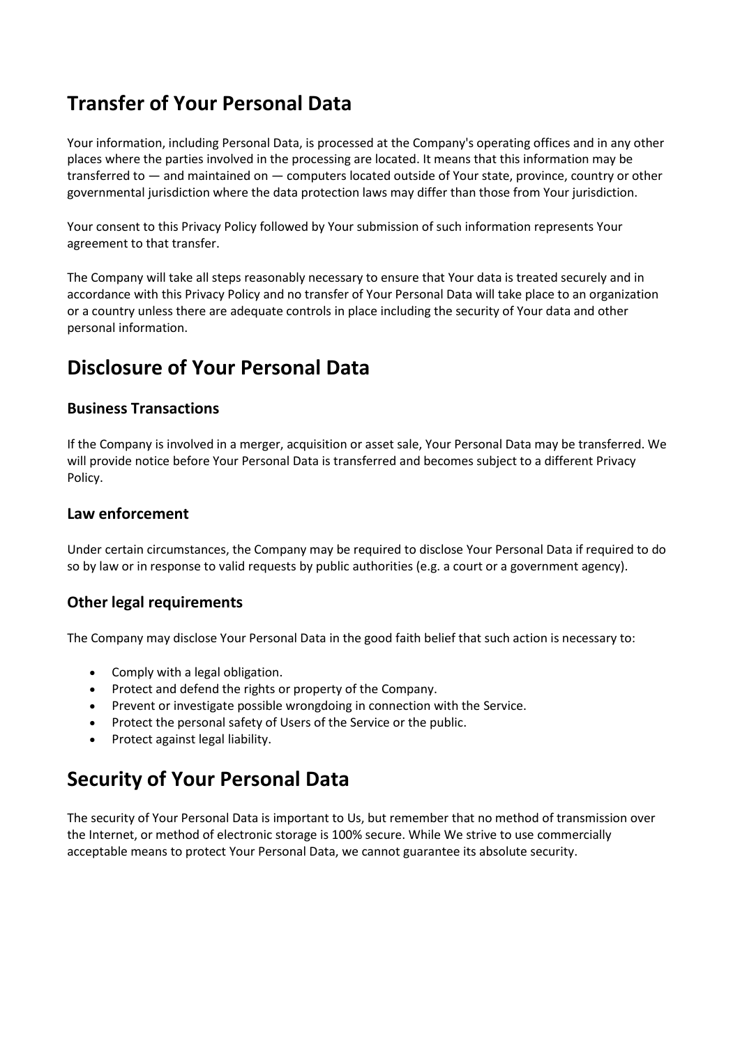## Transfer of Your Personal Data

Your information, including Personal Data, is processed at the Company's operating offices and in any other places where the parties involved in the processing are located. It means that this information may be transferred to — and maintained on — computers located outside of Your state, province, country or other governmental jurisdiction where the data protection laws may differ than those from Your jurisdiction.

Your consent to this Privacy Policy followed by Your submission of such information represents Your agreement to that transfer.

The Company will take all steps reasonably necessary to ensure that Your data is treated securely and in accordance with this Privacy Policy and no transfer of Your Personal Data will take place to an organization or a country unless there are adequate controls in place including the security of Your data and other personal information.

## Disclosure of Your Personal Data

### Business Transactions

If the Company is involved in a merger, acquisition or asset sale, Your Personal Data may be transferred. We will provide notice before Your Personal Data is transferred and becomes subject to a different Privacy Policy.

### Law enforcement

Under certain circumstances, the Company may be required to disclose Your Personal Data if required to do so by law or in response to valid requests by public authorities (e.g. a court or a government agency).

### Other legal requirements

The Company may disclose Your Personal Data in the good faith belief that such action is necessary to:

- Comply with a legal obligation.
- Protect and defend the rights or property of the Company.
- Prevent or investigate possible wrongdoing in connection with the Service.
- Protect the personal safety of Users of the Service or the public.
- Protect against legal liability.

## Security of Your Personal Data

The security of Your Personal Data is important to Us, but remember that no method of transmission over the Internet, or method of electronic storage is 100% secure. While We strive to use commercially acceptable means to protect Your Personal Data, we cannot guarantee its absolute security.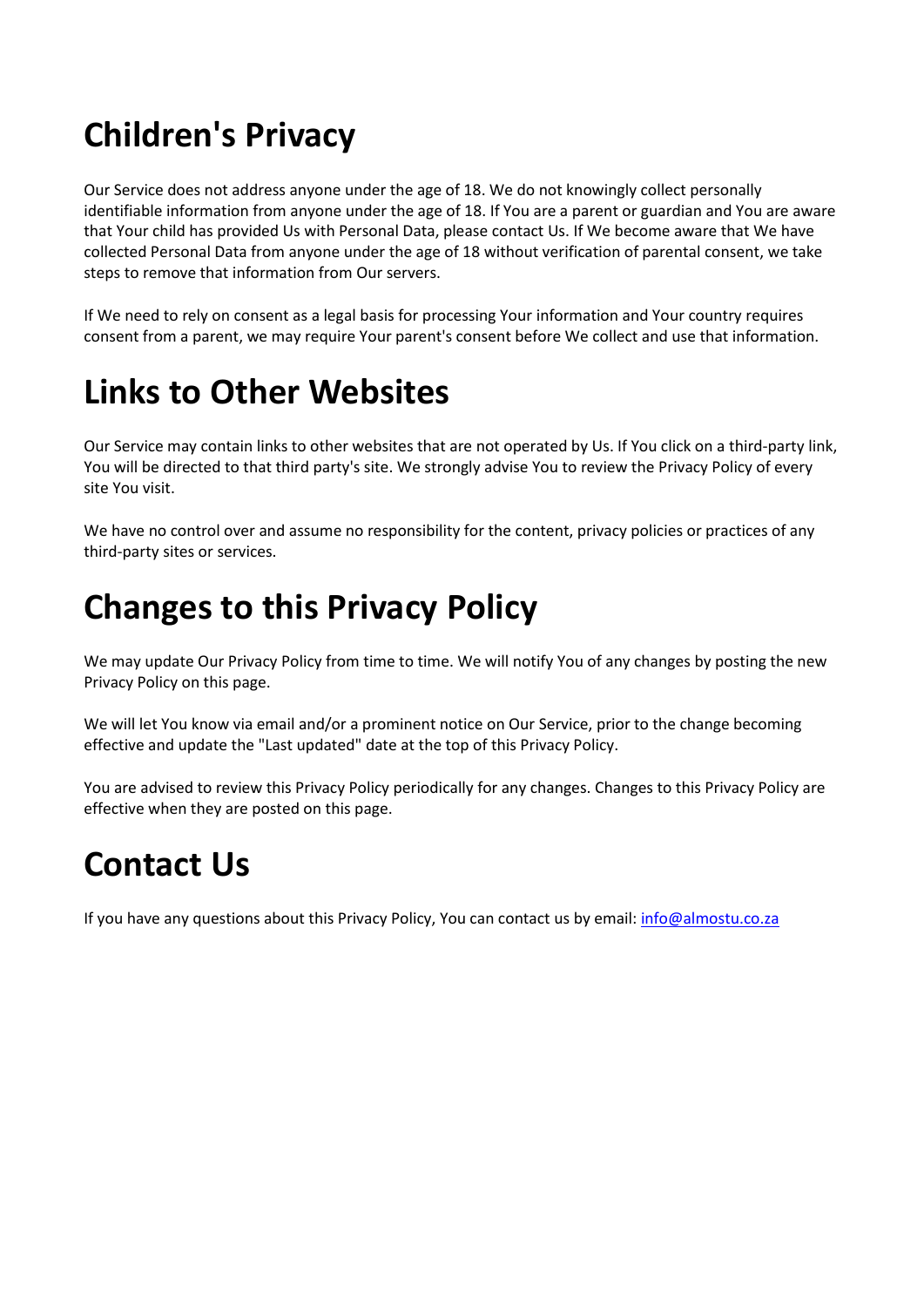# Children's Privacy

Our Service does not address anyone under the age of 18. We do not knowingly collect personally identifiable information from anyone under the age of 18. If You are a parent or guardian and You are aware that Your child has provided Us with Personal Data, please contact Us. If We become aware that We have collected Personal Data from anyone under the age of 18 without verification of parental consent, we take steps to remove that information from Our servers.

If We need to rely on consent as a legal basis for processing Your information and Your country requires consent from a parent, we may require Your parent's consent before We collect and use that information.

# Links to Other Websites

Our Service may contain links to other websites that are not operated by Us. If You click on a third-party link, You will be directed to that third party's site. We strongly advise You to review the Privacy Policy of every site You visit.

We have no control over and assume no responsibility for the content, privacy policies or practices of any third-party sites or services.

# Changes to this Privacy Policy

We may update Our Privacy Policy from time to time. We will notify You of any changes by posting the new Privacy Policy on this page.

We will let You know via email and/or a prominent notice on Our Service, prior to the change becoming effective and update the "Last updated" date at the top of this Privacy Policy.

You are advised to review this Privacy Policy periodically for any changes. Changes to this Privacy Policy are effective when they are posted on this page.

# Contact Us

If you have any questions about this Privacy Policy, You can contact us by email: [info@almostu.co.za](mailto:info@almostu.co.za)